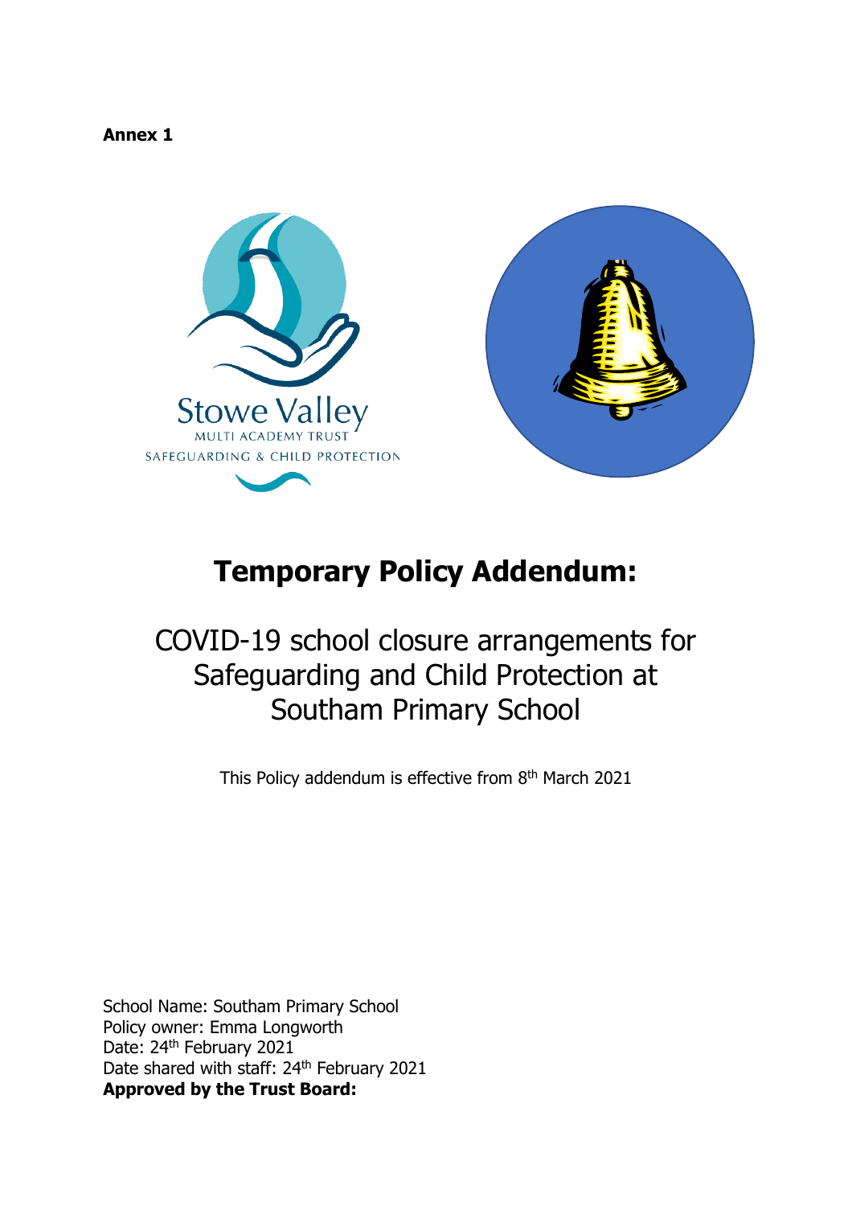**Annex 1**

Stowe Valley
MULTI ACADEMY TRUST
SAFEGUARDING & CHILD PROTECTION

# Temporary Policy Addendum:

## COVID-19 school closure arrangements for Safeguarding and Child Protection at Southam Primary School

This Policy addendum is effective from 8th March 2021

School Name: Southam Primary School
Policy owner: Emma Longworth
Date: 24th February 2021
Date shared with staff: 24th February 2021
**Approved by the Trust Board:**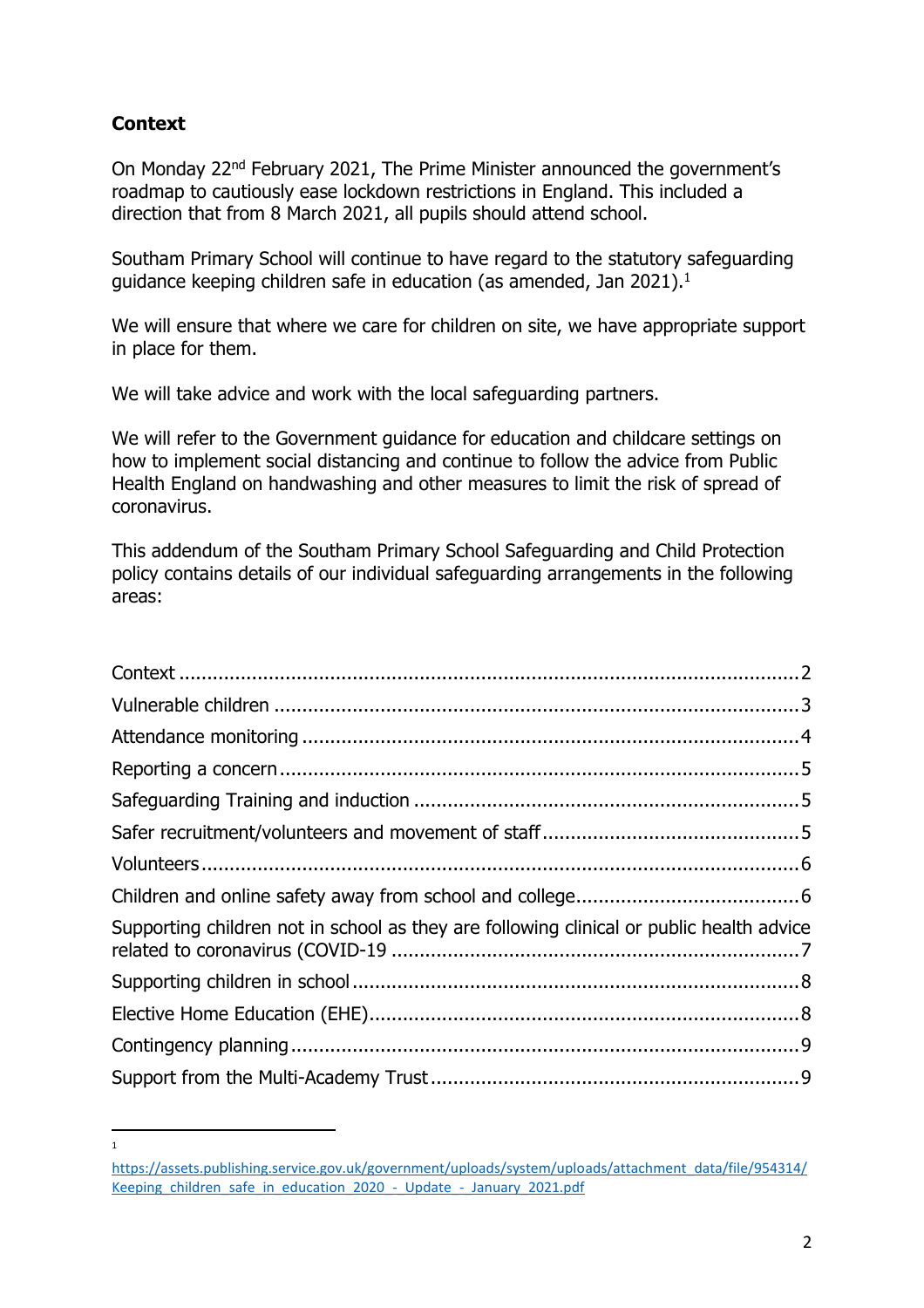## Context

On Monday 22nd February 2021, The Prime Minister announced the government's roadmap to cautiously ease lockdown restrictions in England. This included a direction that from 8 March 2021, all pupils should attend school.

Southam Primary School will continue to have regard to the statutory safeguarding guidance keeping children safe in education (as amended, Jan 2021).[1]

We will ensure that where we care for children on site, we have appropriate support in place for them.

We will take advice and work with the local safeguarding partners.

We will refer to the Government guidance for education and childcare settings on how to implement social distancing and continue to follow the advice from Public Health England on handwashing and other measures to limit the risk of spread of coronavirus.

This addendum of the Southam Primary School Safeguarding and Child Protection policy contains details of our individual safeguarding arrangements in the following areas:

Context ............................................................................................................2
Vulnerable children ............................................................................................3
Attendance monitoring .......................................................................................4
Reporting a concern ...........................................................................................5
Safeguarding Training and induction ....................................................................5
Safer recruitment/volunteers and movement of staff .............................................5
Volunteers .........................................................................................................6
Children and online safety away from school and college.......................................6
Supporting children not in school as they are following clinical or public health advice related to coronavirus (COVID-19 ......................................................................7
Supporting children in school ...............................................................................8
Elective Home Education (EHE)............................................................................8
Contingency planning ..........................................................................................9
Support from the Multi-Academy Trust .................................................................9

[1] https://assets.publishing.service.gov.uk/government/uploads/system/uploads/attachment_data/file/954314/Keeping_children_safe_in_education_2020_-_Update_-_January_2021.pdf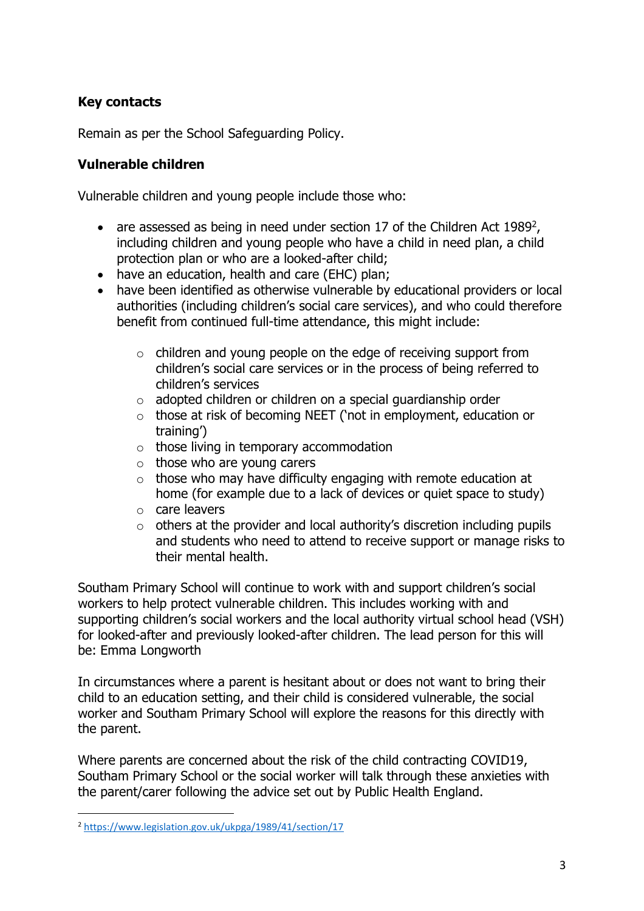## Key contacts

Remain as per the School Safeguarding Policy.

## Vulnerable children

Vulnerable children and young people include those who:

- are assessed as being in need under section 17 of the Children Act 1989[2], including children and young people who have a child in need plan, a child protection plan or who are a looked-after child;
- have an education, health and care (EHC) plan;
- have been identified as otherwise vulnerable by educational providers or local authorities (including children's social care services), and who could therefore benefit from continued full-time attendance, this might include:
  - children and young people on the edge of receiving support from children's social care services or in the process of being referred to children's services
  - adopted children or children on a special guardianship order
  - those at risk of becoming NEET ('not in employment, education or training')
  - those living in temporary accommodation
  - those who are young carers
  - those who may have difficulty engaging with remote education at home (for example due to a lack of devices or quiet space to study)
  - care leavers
  - others at the provider and local authority's discretion including pupils and students who need to attend to receive support or manage risks to their mental health.

Southam Primary School will continue to work with and support children's social workers to help protect vulnerable children. This includes working with and supporting children's social workers and the local authority virtual school head (VSH) for looked-after and previously looked-after children. The lead person for this will be: Emma Longworth

In circumstances where a parent is hesitant about or does not want to bring their child to an education setting, and their child is considered vulnerable, the social worker and Southam Primary School will explore the reasons for this directly with the parent.

Where parents are concerned about the risk of the child contracting COVID19, Southam Primary School or the social worker will talk through these anxieties with the parent/carer following the advice set out by Public Health England.

---

[2] https://www.legislation.gov.uk/ukpga/1989/41/section/17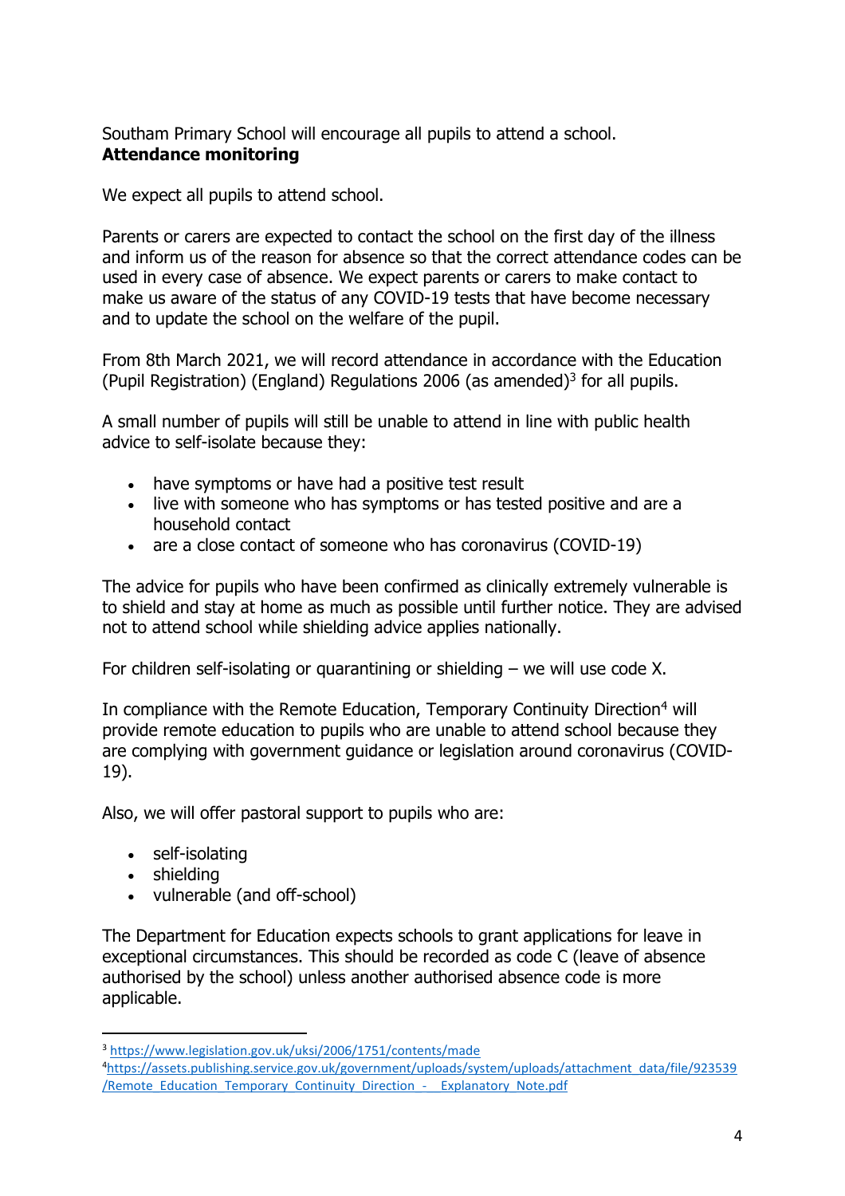Southam Primary School will encourage all pupils to attend a school.

**Attendance monitoring**

We expect all pupils to attend school.

Parents or carers are expected to contact the school on the first day of the illness and inform us of the reason for absence so that the correct attendance codes can be used in every case of absence. We expect parents or carers to make contact to make us aware of the status of any COVID-19 tests that have become necessary and to update the school on the welfare of the pupil.

From 8th March 2021, we will record attendance in accordance with the Education (Pupil Registration) (England) Regulations 2006 (as amended)[3] for all pupils.

A small number of pupils will still be unable to attend in line with public health advice to self-isolate because they:

- have symptoms or have had a positive test result
- live with someone who has symptoms or has tested positive and are a household contact
- are a close contact of someone who has coronavirus (COVID-19)

The advice for pupils who have been confirmed as clinically extremely vulnerable is to shield and stay at home as much as possible until further notice. They are advised not to attend school while shielding advice applies nationally.

For children self-isolating or quarantining or shielding – we will use code X.

In compliance with the Remote Education, Temporary Continuity Direction[4] will provide remote education to pupils who are unable to attend school because they are complying with government guidance or legislation around coronavirus (COVID-19).

Also, we will offer pastoral support to pupils who are:

- self-isolating
- shielding
- vulnerable (and off-school)

The Department for Education expects schools to grant applications for leave in exceptional circumstances. This should be recorded as code C (leave of absence authorised by the school) unless another authorised absence code is more applicable.

---

[3] https://www.legislation.gov.uk/uksi/2006/1751/contents/made

[4] https://assets.publishing.service.gov.uk/government/uploads/system/uploads/attachment_data/file/923539/Remote_Education_Temporary_Continuity_Direction_-__Explanatory_Note.pdf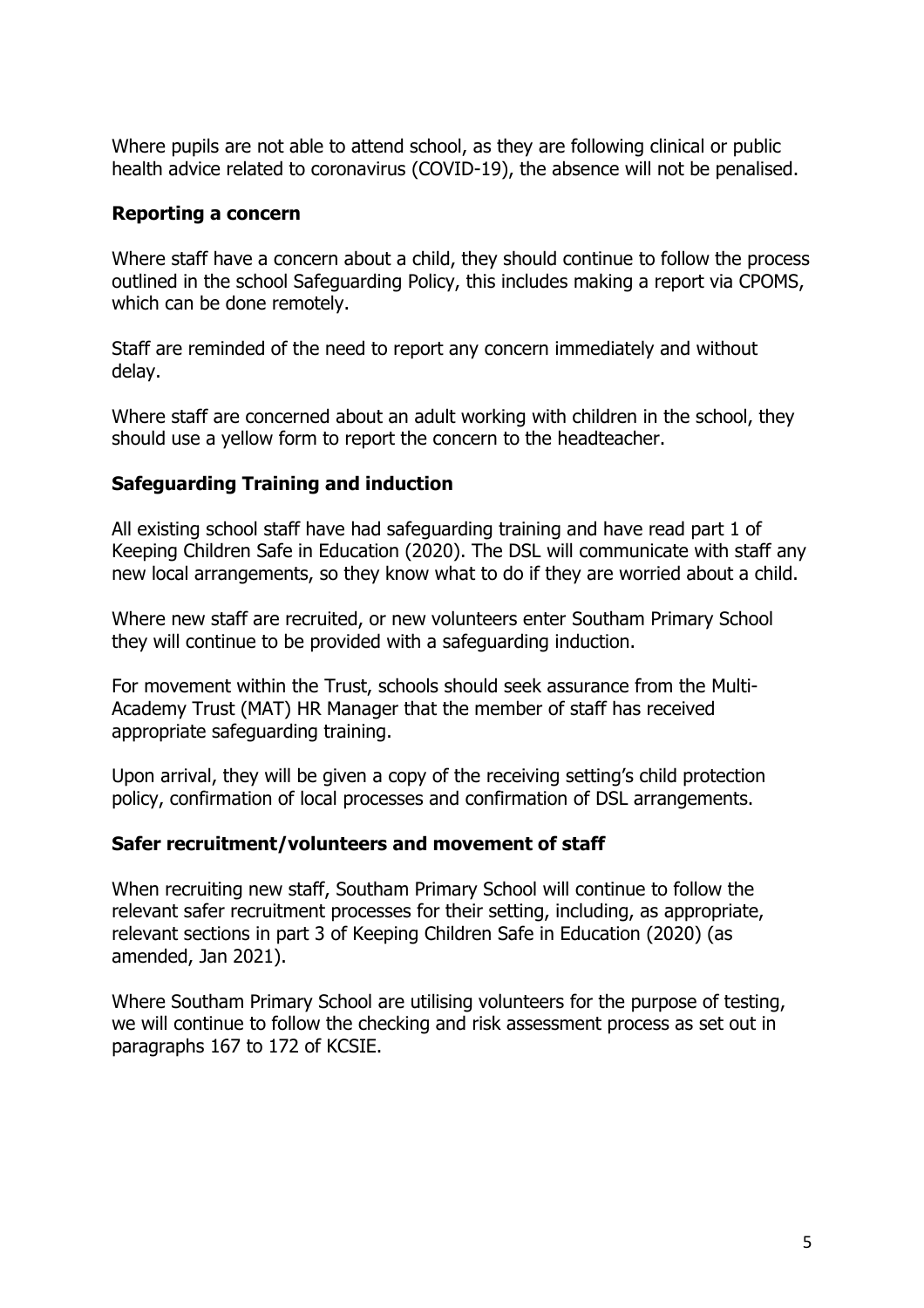Where pupils are not able to attend school, as they are following clinical or public health advice related to coronavirus (COVID-19), the absence will not be penalised.

### Reporting a concern

Where staff have a concern about a child, they should continue to follow the process outlined in the school Safeguarding Policy, this includes making a report via CPOMS, which can be done remotely.

Staff are reminded of the need to report any concern immediately and without delay.

Where staff are concerned about an adult working with children in the school, they should use a yellow form to report the concern to the headteacher.

### Safeguarding Training and induction

All existing school staff have had safeguarding training and have read part 1 of Keeping Children Safe in Education (2020). The DSL will communicate with staff any new local arrangements, so they know what to do if they are worried about a child.

Where new staff are recruited, or new volunteers enter Southam Primary School they will continue to be provided with a safeguarding induction.

For movement within the Trust, schools should seek assurance from the Multi-Academy Trust (MAT) HR Manager that the member of staff has received appropriate safeguarding training.

Upon arrival, they will be given a copy of the receiving setting's child protection policy, confirmation of local processes and confirmation of DSL arrangements.

### Safer recruitment/volunteers and movement of staff

When recruiting new staff, Southam Primary School will continue to follow the relevant safer recruitment processes for their setting, including, as appropriate, relevant sections in part 3 of Keeping Children Safe in Education (2020) (as amended, Jan 2021).

Where Southam Primary School are utilising volunteers for the purpose of testing, we will continue to follow the checking and risk assessment process as set out in paragraphs 167 to 172 of KCSIE.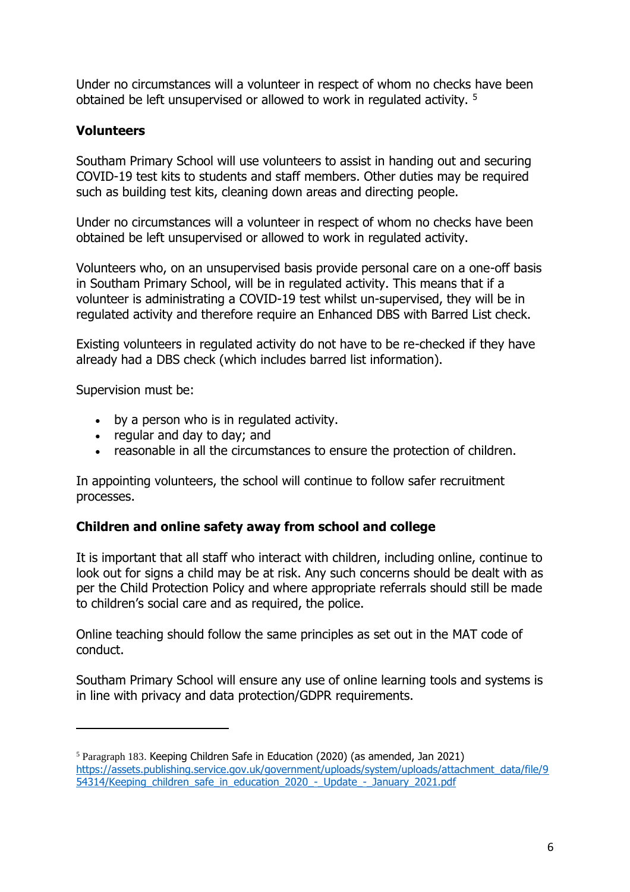Under no circumstances will a volunteer in respect of whom no checks have been obtained be left unsupervised or allowed to work in regulated activity. [5]

**Volunteers**

Southam Primary School will use volunteers to assist in handing out and securing COVID-19 test kits to students and staff members. Other duties may be required such as building test kits, cleaning down areas and directing people.

Under no circumstances will a volunteer in respect of whom no checks have been obtained be left unsupervised or allowed to work in regulated activity.

Volunteers who, on an unsupervised basis provide personal care on a one-off basis in Southam Primary School, will be in regulated activity. This means that if a volunteer is administrating a COVID-19 test whilst un-supervised, they will be in regulated activity and therefore require an Enhanced DBS with Barred List check.

Existing volunteers in regulated activity do not have to be re-checked if they have already had a DBS check (which includes barred list information).

Supervision must be:

- by a person who is in regulated activity.
- regular and day to day; and
- reasonable in all the circumstances to ensure the protection of children.

In appointing volunteers, the school will continue to follow safer recruitment processes.

**Children and online safety away from school and college**

It is important that all staff who interact with children, including online, continue to look out for signs a child may be at risk. Any such concerns should be dealt with as per the Child Protection Policy and where appropriate referrals should still be made to children's social care and as required, the police.

Online teaching should follow the same principles as set out in the MAT code of conduct.

Southam Primary School will ensure any use of online learning tools and systems is in line with privacy and data protection/GDPR requirements.

---

[5] Paragraph 183. Keeping Children Safe in Education (2020) (as amended, Jan 2021) https://assets.publishing.service.gov.uk/government/uploads/system/uploads/attachment_data/file/954314/Keeping_children_safe_in_education_2020_-_Update_-_January_2021.pdf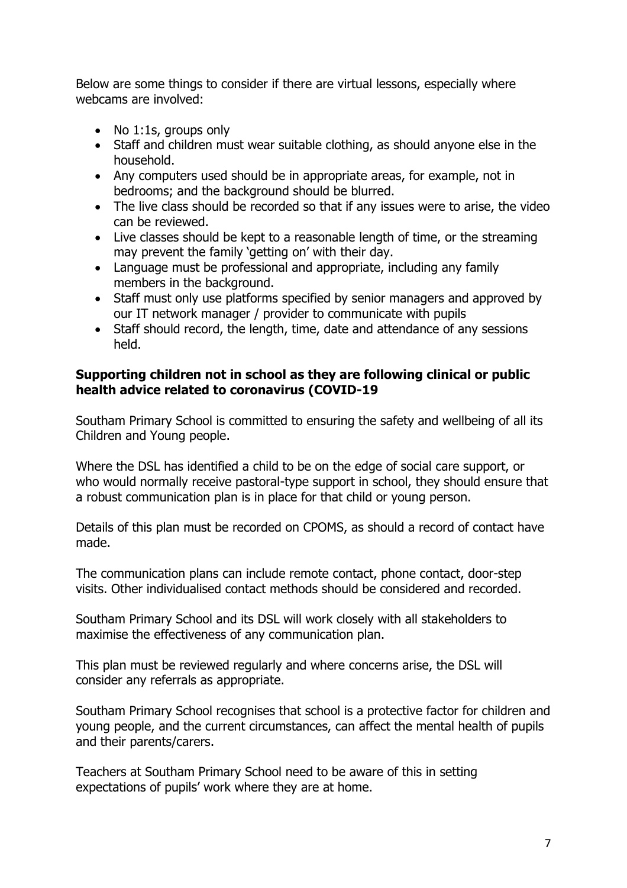Below are some things to consider if there are virtual lessons, especially where webcams are involved:

- No 1:1s, groups only
- Staff and children must wear suitable clothing, as should anyone else in the household.
- Any computers used should be in appropriate areas, for example, not in bedrooms; and the background should be blurred.
- The live class should be recorded so that if any issues were to arise, the video can be reviewed.
- Live classes should be kept to a reasonable length of time, or the streaming may prevent the family 'getting on' with their day.
- Language must be professional and appropriate, including any family members in the background.
- Staff must only use platforms specified by senior managers and approved by our IT network manager / provider to communicate with pupils
- Staff should record, the length, time, date and attendance of any sessions held.

**Supporting children not in school as they are following clinical or public health advice related to coronavirus (COVID-19**

Southam Primary School is committed to ensuring the safety and wellbeing of all its Children and Young people.

Where the DSL has identified a child to be on the edge of social care support, or who would normally receive pastoral-type support in school, they should ensure that a robust communication plan is in place for that child or young person.

Details of this plan must be recorded on CPOMS, as should a record of contact have made.

The communication plans can include remote contact, phone contact, door-step visits. Other individualised contact methods should be considered and recorded.

Southam Primary School and its DSL will work closely with all stakeholders to maximise the effectiveness of any communication plan.

This plan must be reviewed regularly and where concerns arise, the DSL will consider any referrals as appropriate.

Southam Primary School recognises that school is a protective factor for children and young people, and the current circumstances, can affect the mental health of pupils and their parents/carers.

Teachers at Southam Primary School need to be aware of this in setting expectations of pupils' work where they are at home.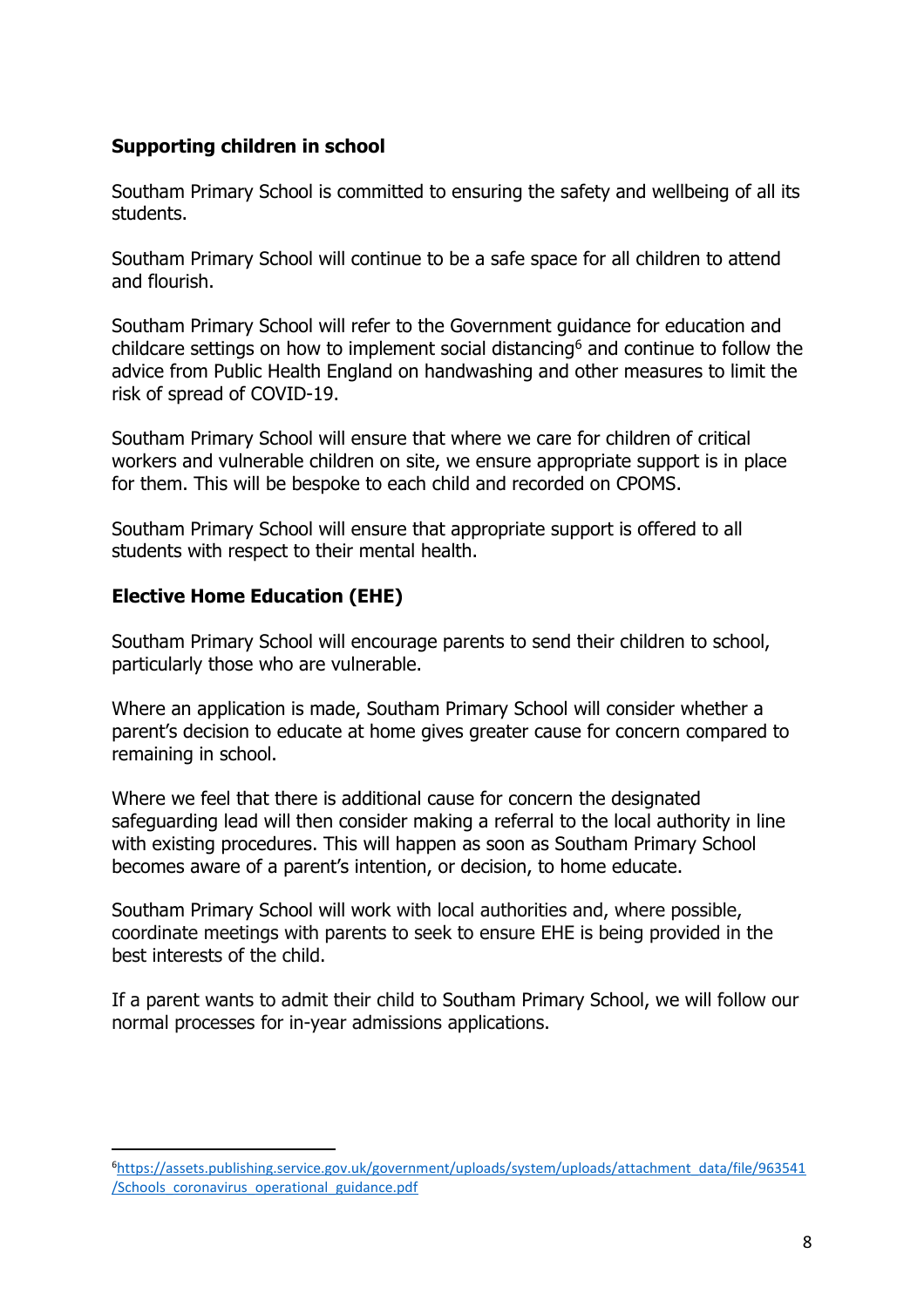## Supporting children in school

Southam Primary School is committed to ensuring the safety and wellbeing of all its students.

Southam Primary School will continue to be a safe space for all children to attend and flourish.

Southam Primary School will refer to the Government guidance for education and childcare settings on how to implement social distancing[6] and continue to follow the advice from Public Health England on handwashing and other measures to limit the risk of spread of COVID-19.

Southam Primary School will ensure that where we care for children of critical workers and vulnerable children on site, we ensure appropriate support is in place for them. This will be bespoke to each child and recorded on CPOMS.

Southam Primary School will ensure that appropriate support is offered to all students with respect to their mental health.

## Elective Home Education (EHE)

Southam Primary School will encourage parents to send their children to school, particularly those who are vulnerable.

Where an application is made, Southam Primary School will consider whether a parent's decision to educate at home gives greater cause for concern compared to remaining in school.

Where we feel that there is additional cause for concern the designated safeguarding lead will then consider making a referral to the local authority in line with existing procedures. This will happen as soon as Southam Primary School becomes aware of a parent's intention, or decision, to home educate.

Southam Primary School will work with local authorities and, where possible, coordinate meetings with parents to seek to ensure EHE is being provided in the best interests of the child.

If a parent wants to admit their child to Southam Primary School, we will follow our normal processes for in-year admissions applications.

---

[6] https://assets.publishing.service.gov.uk/government/uploads/system/uploads/attachment_data/file/963541/Schools_coronavirus_operational_guidance.pdf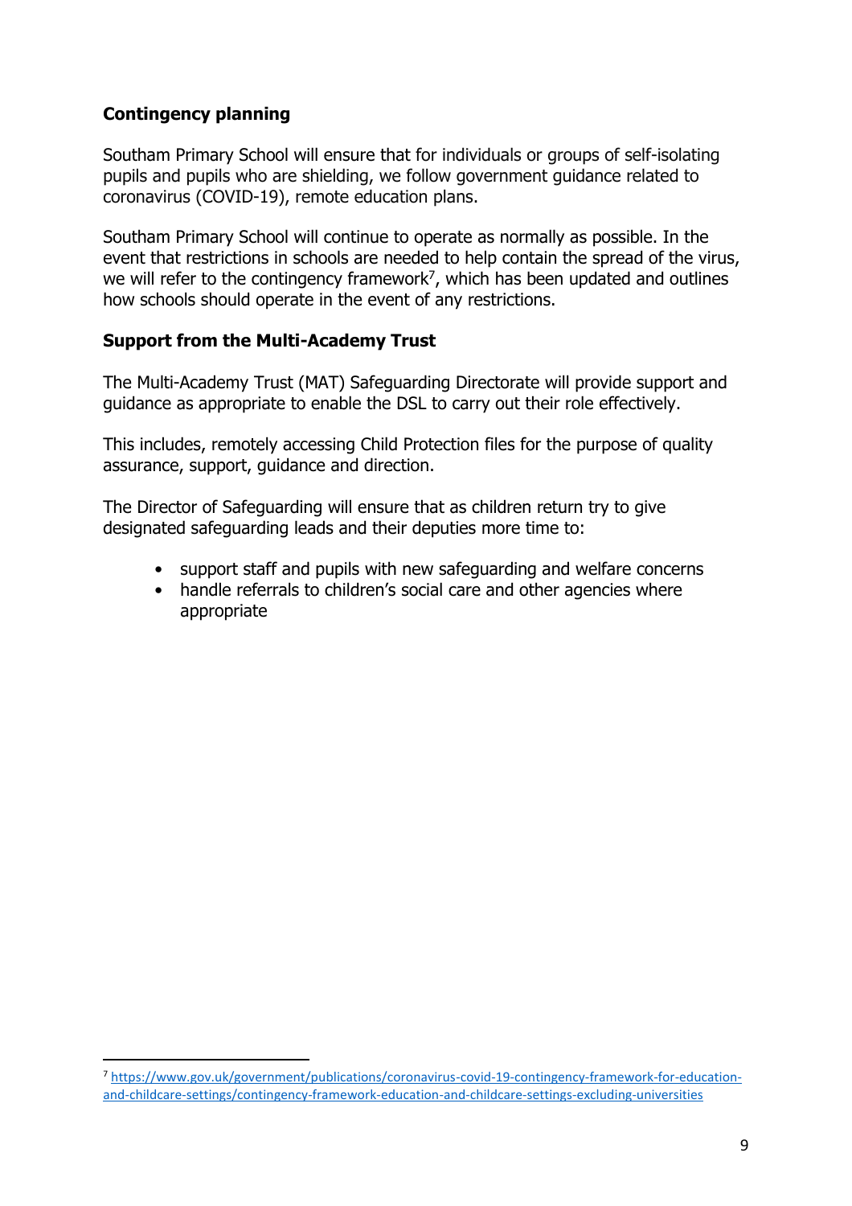**Contingency planning**

Southam Primary School will ensure that for individuals or groups of self-isolating pupils and pupils who are shielding, we follow government guidance related to coronavirus (COVID-19), remote education plans.

Southam Primary School will continue to operate as normally as possible. In the event that restrictions in schools are needed to help contain the spread of the virus, we will refer to the contingency framework[7], which has been updated and outlines how schools should operate in the event of any restrictions.

**Support from the Multi-Academy Trust**

The Multi-Academy Trust (MAT) Safeguarding Directorate will provide support and guidance as appropriate to enable the DSL to carry out their role effectively.

This includes, remotely accessing Child Protection files for the purpose of quality assurance, support, guidance and direction.

The Director of Safeguarding will ensure that as children return try to give designated safeguarding leads and their deputies more time to:

- support staff and pupils with new safeguarding and welfare concerns
- handle referrals to children's social care and other agencies where appropriate

[7] https://www.gov.uk/government/publications/coronavirus-covid-19-contingency-framework-for-education-and-childcare-settings/contingency-framework-education-and-childcare-settings-excluding-universities